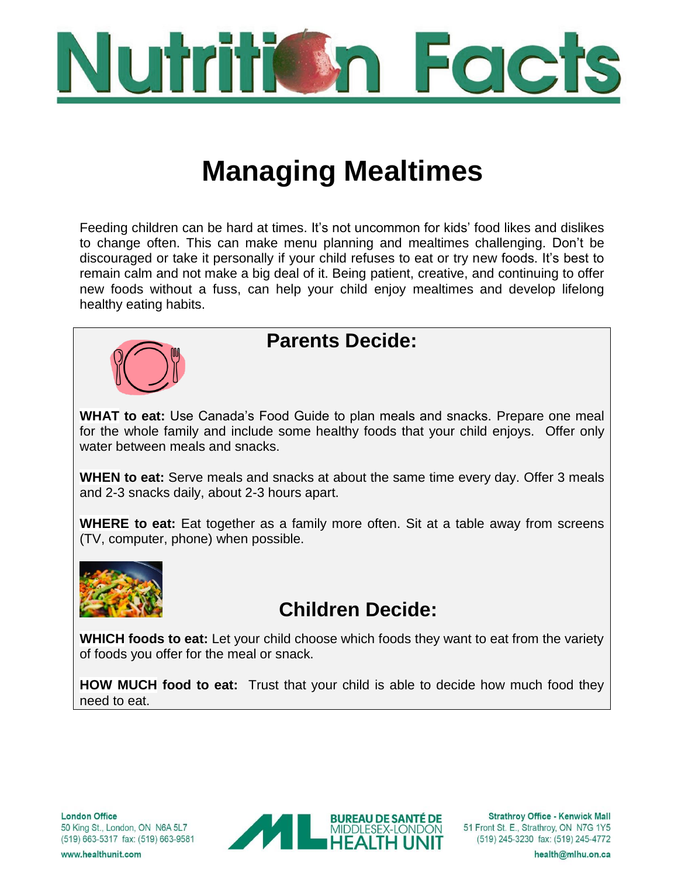# Nutrition Facts

## Managing Mealtimes

Feeding children can be hard at times. It's not uncommon for kids' food likes and dislikes to change often. This can make menu planning and mealtimes challenging. Don't be discouraged or take it personally if your child refuses to eat or try new foods. It's best to remain calm and not make a big deal of it. Being patient, creative, and continuing to offer new foods without a fuss, can help your child enjoy mealtimes and develop lifelong healthy eating habits.

### Parents Decide:

**WHAT to eat:** Use Canada's Food Guide to plan meals and snacks. Prepare one meal for the whole family and include some healthy foods that your child enjoys. Offer only water between meals and snacks.

**WHEN to eat:** Serve meals and snacks at about the same time every day. Offer 3 meals and 2-3 snacks daily, about 2-3 hours apart.

**WHERE to eat:** Eat together as a family more often. Sit at a table away from screens (TV, computer, phone) when possible.

### Children Decide:

**WHICH foods to eat:** Let your child choose which foods they want to eat from the variety of foods you offer for the meal or snack.

**HOW MUCH food to eat:** Trust that your child is able to decide how much food they need to eat.

**London Office**
50 King St., London, ON N6A 5L7
(519) 663-5317 fax: (519) 663-9581
www.healthunit.com

BUREAU DE SANTÉ DE MIDDLESEX-LONDON HEALTH UNIT

**Strathroy Office - Kenwick Mall**
51 Front St. E., Strathroy, ON N7G 1Y5
(519) 245-3230 fax: (519) 245-4772
health@mlhu.on.ca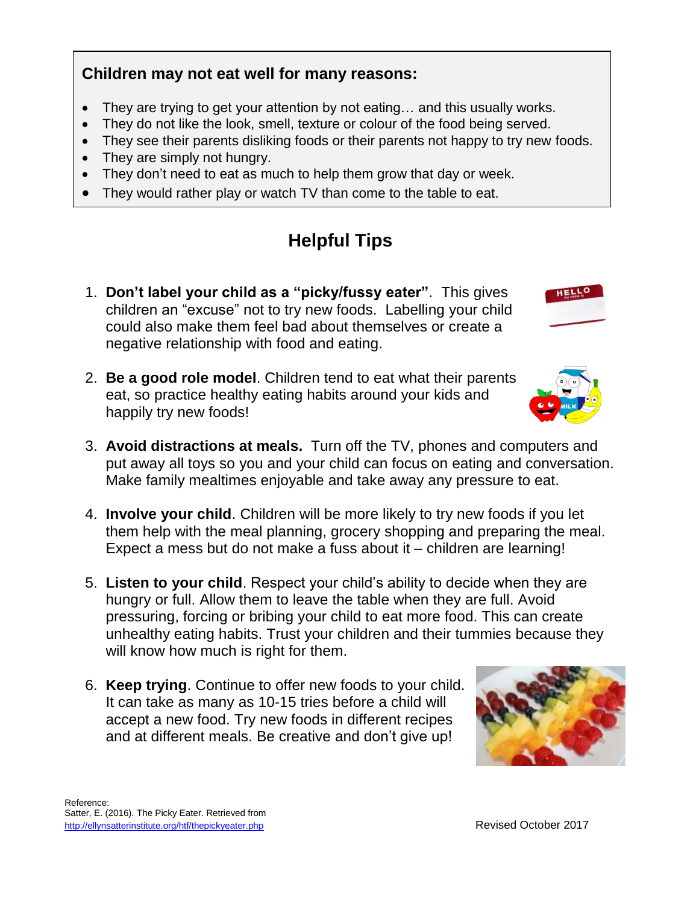**Children may not eat well for many reasons:**

- They are trying to get your attention by not eating… and this usually works.
- They do not like the look, smell, texture or colour of the food being served.
- They see their parents disliking foods or their parents not happy to try new foods.
- They are simply not hungry.
- They don't need to eat as much to help them grow that day or week.
- They would rather play or watch TV than come to the table to eat.

## Helpful Tips

1. **Don't label your child as a "picky/fussy eater"**. This gives children an "excuse" not to try new foods. Labelling your child could also make them feel bad about themselves or create a negative relationship with food and eating.
2. **Be a good role model**. Children tend to eat what their parents eat, so practice healthy eating habits around your kids and happily try new foods!
3. **Avoid distractions at meals.** Turn off the TV, phones and computers and put away all toys so you and your child can focus on eating and conversation. Make family mealtimes enjoyable and take away any pressure to eat.
4. **Involve your child**. Children will be more likely to try new foods if you let them help with the meal planning, grocery shopping and preparing the meal. Expect a mess but do not make a fuss about it – children are learning!
5. **Listen to your child**. Respect your child's ability to decide when they are hungry or full. Allow them to leave the table when they are full. Avoid pressuring, forcing or bribing your child to eat more food. This can create unhealthy eating habits. Trust your children and their tummies because they will know how much is right for them.
6. **Keep trying**. Continue to offer new foods to your child. It can take as many as 10-15 tries before a child will accept a new food. Try new foods in different recipes and at different meals. Be creative and don't give up!

Reference:
Satter, E. (2016). The Picky Eater. Retrieved from http://ellynsatterinstitute.org/htf/thepickyeater.php

Revised October 2017